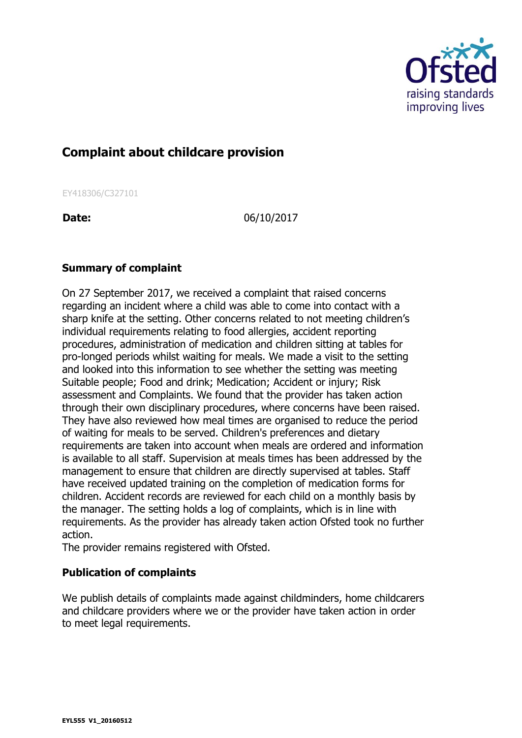# Complaint about childcare provision

EY418306/C327101

**Date:** 06/10/2017

## Summary of complaint

On 27 September 2017, we received a complaint that raised concerns regarding an incident where a child was able to come into contact with a sharp knife at the setting. Other concerns related to not meeting children's individual requirements relating to food allergies, accident reporting procedures, administration of medication and children sitting at tables for pro-longed periods whilst waiting for meals. We made a visit to the setting and looked into this information to see whether the setting was meeting Suitable people; Food and drink; Medication; Accident or injury; Risk assessment and Complaints. We found that the provider has taken action through their own disciplinary procedures, where concerns have been raised. They have also reviewed how meal times are organised to reduce the period of waiting for meals to be served. Children's preferences and dietary requirements are taken into account when meals are ordered and information is available to all staff. Supervision at meals times has been addressed by the management to ensure that children are directly supervised at tables. Staff have received updated training on the completion of medication forms for children. Accident records are reviewed for each child on a monthly basis by the manager. The setting holds a log of complaints, which is in line with requirements. As the provider has already taken action Ofsted took no further action.

The provider remains registered with Ofsted.

## Publication of complaints

We publish details of complaints made against childminders, home childcarers and childcare providers where we or the provider have taken action in order to meet legal requirements.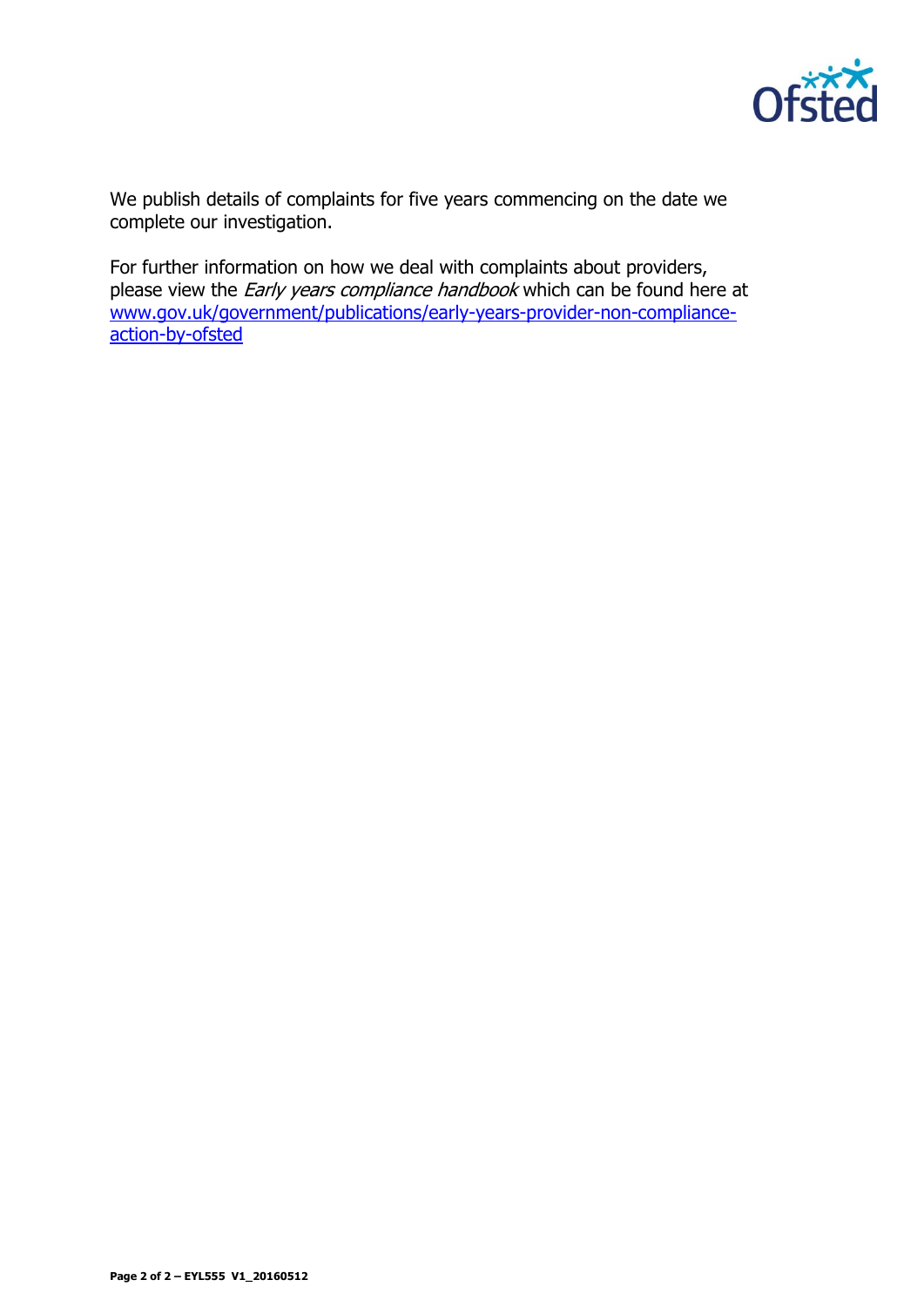We publish details of complaints for five years commencing on the date we complete our investigation.

For further information on how we deal with complaints about providers, please view the *Early years compliance handbook* which can be found here at [www.gov.uk/government/publications/early-years-provider-non-compliance-action-by-ofsted](http://www.gov.uk/government/publications/early-years-provider-non-compliance-action-by-ofsted)